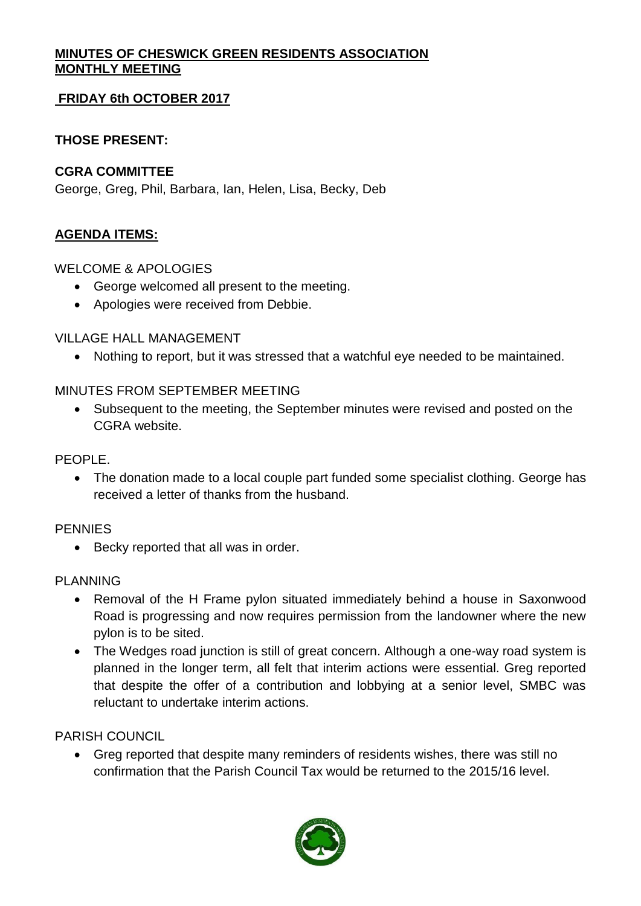# MINUTES OF CHESWICK GREEN RESIDENTS ASSOCIATION MONTHLY MEETING

## FRIDAY 6th OCTOBER 2017

**THOSE PRESENT:**

**CGRA COMMITTEE**

George, Greg, Phil, Barbara, Ian, Helen, Lisa, Becky, Deb

## AGENDA ITEMS:

WELCOME & APOLOGIES

- George welcomed all present to the meeting.
- Apologies were received from Debbie.

VILLAGE HALL MANAGEMENT

- Nothing to report, but it was stressed that a watchful eye needed to be maintained.

MINUTES FROM SEPTEMBER MEETING

- Subsequent to the meeting, the September minutes were revised and posted on the CGRA website.

PEOPLE.

- The donation made to a local couple part funded some specialist clothing. George has received a letter of thanks from the husband.

PENNIES

- Becky reported that all was in order.

PLANNING

- Removal of the H Frame pylon situated immediately behind a house in Saxonwood Road is progressing and now requires permission from the landowner where the new pylon is to be sited.
- The Wedges road junction is still of great concern. Although a one-way road system is planned in the longer term, all felt that interim actions were essential. Greg reported that despite the offer of a contribution and lobbying at a senior level, SMBC was reluctant to undertake interim actions.

PARISH COUNCIL

- Greg reported that despite many reminders of residents wishes, there was still no confirmation that the Parish Council Tax would be returned to the 2015/16 level.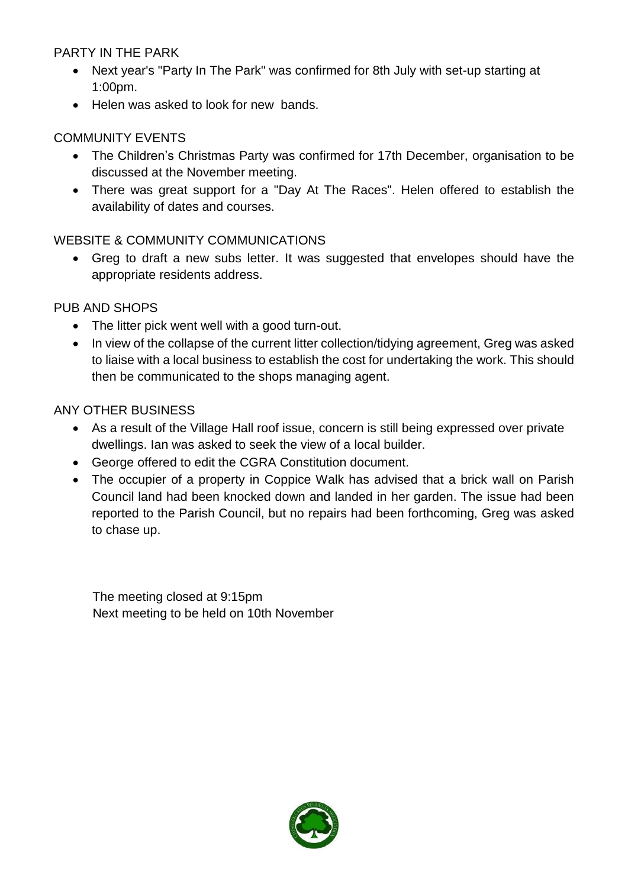PARTY IN THE PARK

- Next year's "Party In The Park" was confirmed for 8th July with set-up starting at 1:00pm.
- Helen was asked to look for new bands.

COMMUNITY EVENTS

- The Children's Christmas Party was confirmed for 17th December, organisation to be discussed at the November meeting.
- There was great support for a "Day At The Races". Helen offered to establish the availability of dates and courses.

WEBSITE & COMMUNITY COMMUNICATIONS

- Greg to draft a new subs letter. It was suggested that envelopes should have the appropriate residents address.

PUB AND SHOPS

- The litter pick went well with a good turn-out.
- In view of the collapse of the current litter collection/tidying agreement, Greg was asked to liaise with a local business to establish the cost for undertaking the work. This should then be communicated to the shops managing agent.

ANY OTHER BUSINESS

- As a result of the Village Hall roof issue, concern is still being expressed over private dwellings. Ian was asked to seek the view of a local builder.
- George offered to edit the CGRA Constitution document.
- The occupier of a property in Coppice Walk has advised that a brick wall on Parish Council land had been knocked down and landed in her garden. The issue had been reported to the Parish Council, but no repairs had been forthcoming, Greg was asked to chase up.

The meeting closed at 9:15pm
Next meeting to be held on 10th November